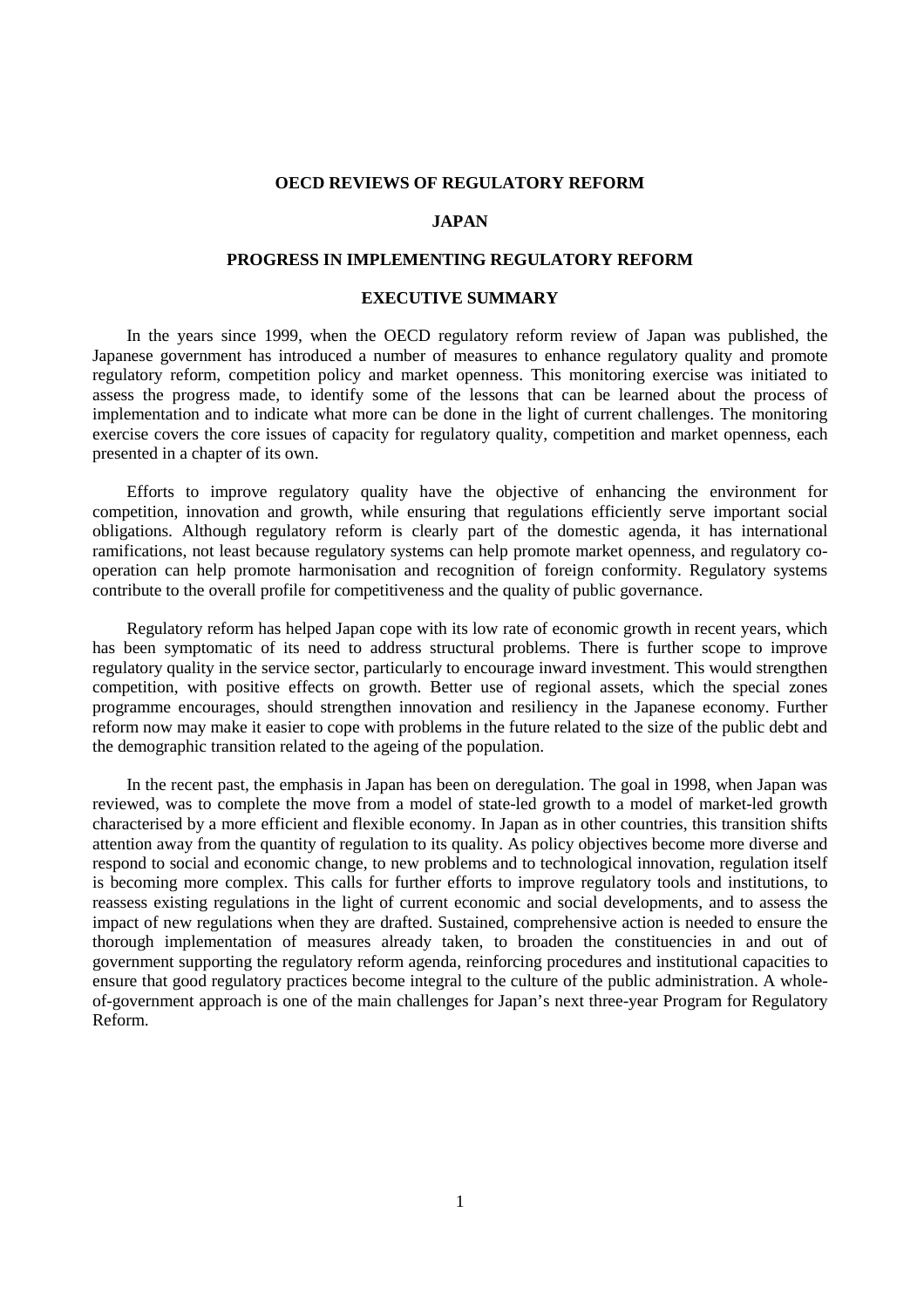**OECD REVIEWS OF REGULATORY REFORM**

**JAPAN**

**PROGRESS IN IMPLEMENTING REGULATORY REFORM**

**EXECUTIVE SUMMARY**

In the years since 1999, when the OECD regulatory reform review of Japan was published, the Japanese government has introduced a number of measures to enhance regulatory quality and promote regulatory reform, competition policy and market openness. This monitoring exercise was initiated to assess the progress made, to identify some of the lessons that can be learned about the process of implementation and to indicate what more can be done in the light of current challenges. The monitoring exercise covers the core issues of capacity for regulatory quality, competition and market openness, each presented in a chapter of its own.

Efforts to improve regulatory quality have the objective of enhancing the environment for competition, innovation and growth, while ensuring that regulations efficiently serve important social obligations. Although regulatory reform is clearly part of the domestic agenda, it has international ramifications, not least because regulatory systems can help promote market openness, and regulatory co-operation can help promote harmonisation and recognition of foreign conformity. Regulatory systems contribute to the overall profile for competitiveness and the quality of public governance.

Regulatory reform has helped Japan cope with its low rate of economic growth in recent years, which has been symptomatic of its need to address structural problems. There is further scope to improve regulatory quality in the service sector, particularly to encourage inward investment. This would strengthen competition, with positive effects on growth. Better use of regional assets, which the special zones programme encourages, should strengthen innovation and resiliency in the Japanese economy. Further reform now may make it easier to cope with problems in the future related to the size of the public debt and the demographic transition related to the ageing of the population.

In the recent past, the emphasis in Japan has been on deregulation. The goal in 1998, when Japan was reviewed, was to complete the move from a model of state-led growth to a model of market-led growth characterised by a more efficient and flexible economy. In Japan as in other countries, this transition shifts attention away from the quantity of regulation to its quality. As policy objectives become more diverse and respond to social and economic change, to new problems and to technological innovation, regulation itself is becoming more complex. This calls for further efforts to improve regulatory tools and institutions, to reassess existing regulations in the light of current economic and social developments, and to assess the impact of new regulations when they are drafted. Sustained, comprehensive action is needed to ensure the thorough implementation of measures already taken, to broaden the constituencies in and out of government supporting the regulatory reform agenda, reinforcing procedures and institutional capacities to ensure that good regulatory practices become integral to the culture of the public administration. A whole-of-government approach is one of the main challenges for Japan's next three-year Program for Regulatory Reform.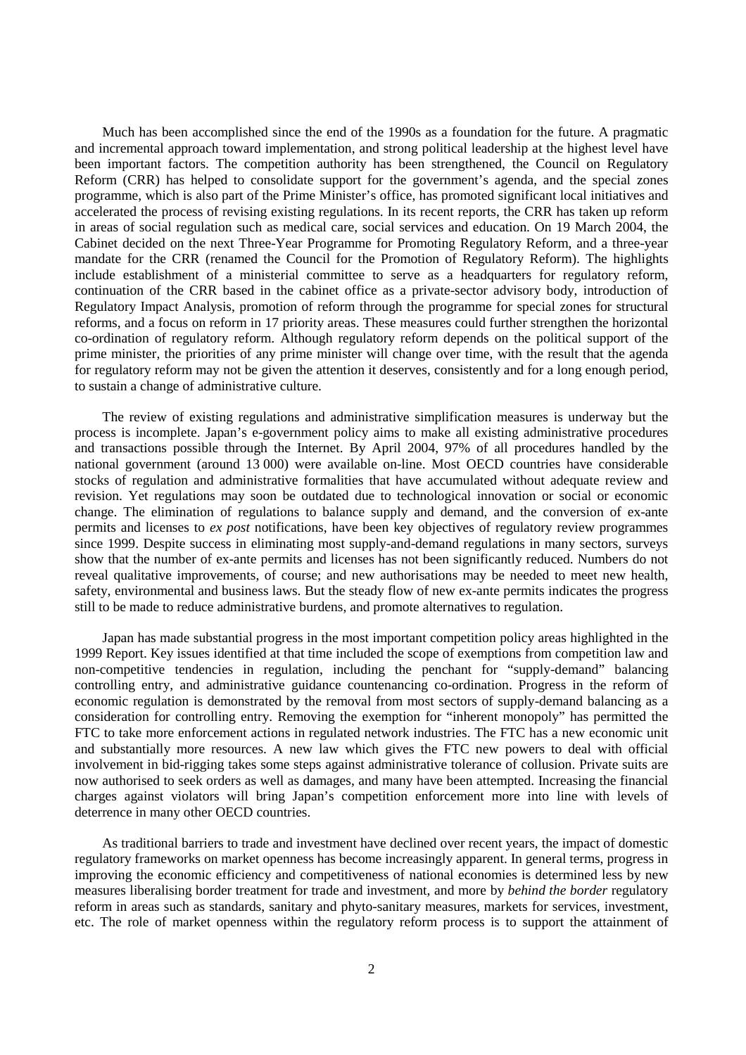Much has been accomplished since the end of the 1990s as a foundation for the future. A pragmatic and incremental approach toward implementation, and strong political leadership at the highest level have been important factors. The competition authority has been strengthened, the Council on Regulatory Reform (CRR) has helped to consolidate support for the government's agenda, and the special zones programme, which is also part of the Prime Minister's office, has promoted significant local initiatives and accelerated the process of revising existing regulations. In its recent reports, the CRR has taken up reform in areas of social regulation such as medical care, social services and education. On 19 March 2004, the Cabinet decided on the next Three-Year Programme for Promoting Regulatory Reform, and a three-year mandate for the CRR (renamed the Council for the Promotion of Regulatory Reform). The highlights include establishment of a ministerial committee to serve as a headquarters for regulatory reform, continuation of the CRR based in the cabinet office as a private-sector advisory body, introduction of Regulatory Impact Analysis, promotion of reform through the programme for special zones for structural reforms, and a focus on reform in 17 priority areas. These measures could further strengthen the horizontal co-ordination of regulatory reform. Although regulatory reform depends on the political support of the prime minister, the priorities of any prime minister will change over time, with the result that the agenda for regulatory reform may not be given the attention it deserves, consistently and for a long enough period, to sustain a change of administrative culture.

The review of existing regulations and administrative simplification measures is underway but the process is incomplete. Japan's e-government policy aims to make all existing administrative procedures and transactions possible through the Internet. By April 2004, 97% of all procedures handled by the national government (around 13 000) were available on-line. Most OECD countries have considerable stocks of regulation and administrative formalities that have accumulated without adequate review and revision. Yet regulations may soon be outdated due to technological innovation or social or economic change. The elimination of regulations to balance supply and demand, and the conversion of ex-ante permits and licenses to *ex post* notifications, have been key objectives of regulatory review programmes since 1999. Despite success in eliminating most supply-and-demand regulations in many sectors, surveys show that the number of ex-ante permits and licenses has not been significantly reduced. Numbers do not reveal qualitative improvements, of course; and new authorisations may be needed to meet new health, safety, environmental and business laws. But the steady flow of new ex-ante permits indicates the progress still to be made to reduce administrative burdens, and promote alternatives to regulation.

Japan has made substantial progress in the most important competition policy areas highlighted in the 1999 Report. Key issues identified at that time included the scope of exemptions from competition law and non-competitive tendencies in regulation, including the penchant for "supply-demand" balancing controlling entry, and administrative guidance countenancing co-ordination. Progress in the reform of economic regulation is demonstrated by the removal from most sectors of supply-demand balancing as a consideration for controlling entry. Removing the exemption for "inherent monopoly" has permitted the FTC to take more enforcement actions in regulated network industries. The FTC has a new economic unit and substantially more resources. A new law which gives the FTC new powers to deal with official involvement in bid-rigging takes some steps against administrative tolerance of collusion. Private suits are now authorised to seek orders as well as damages, and many have been attempted. Increasing the financial charges against violators will bring Japan's competition enforcement more into line with levels of deterrence in many other OECD countries.

As traditional barriers to trade and investment have declined over recent years, the impact of domestic regulatory frameworks on market openness has become increasingly apparent. In general terms, progress in improving the economic efficiency and competitiveness of national economies is determined less by new measures liberalising border treatment for trade and investment, and more by *behind the border* regulatory reform in areas such as standards, sanitary and phyto-sanitary measures, markets for services, investment, etc. The role of market openness within the regulatory reform process is to support the attainment of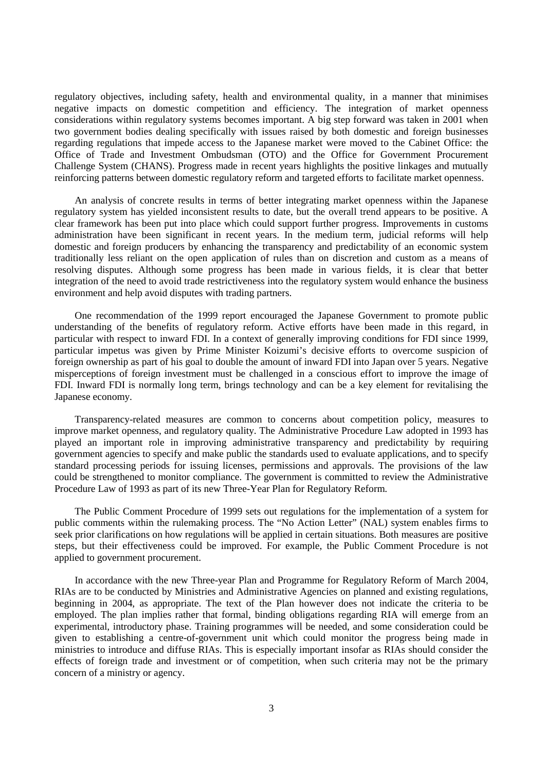regulatory objectives, including safety, health and environmental quality, in a manner that minimises negative impacts on domestic competition and efficiency. The integration of market openness considerations within regulatory systems becomes important. A big step forward was taken in 2001 when two government bodies dealing specifically with issues raised by both domestic and foreign businesses regarding regulations that impede access to the Japanese market were moved to the Cabinet Office: the Office of Trade and Investment Ombudsman (OTO) and the Office for Government Procurement Challenge System (CHANS). Progress made in recent years highlights the positive linkages and mutually reinforcing patterns between domestic regulatory reform and targeted efforts to facilitate market openness.

An analysis of concrete results in terms of better integrating market openness within the Japanese regulatory system has yielded inconsistent results to date, but the overall trend appears to be positive. A clear framework has been put into place which could support further progress. Improvements in customs administration have been significant in recent years. In the medium term, judicial reforms will help domestic and foreign producers by enhancing the transparency and predictability of an economic system traditionally less reliant on the open application of rules than on discretion and custom as a means of resolving disputes. Although some progress has been made in various fields, it is clear that better integration of the need to avoid trade restrictiveness into the regulatory system would enhance the business environment and help avoid disputes with trading partners.

One recommendation of the 1999 report encouraged the Japanese Government to promote public understanding of the benefits of regulatory reform. Active efforts have been made in this regard, in particular with respect to inward FDI. In a context of generally improving conditions for FDI since 1999, particular impetus was given by Prime Minister Koizumi's decisive efforts to overcome suspicion of foreign ownership as part of his goal to double the amount of inward FDI into Japan over 5 years. Negative misperceptions of foreign investment must be challenged in a conscious effort to improve the image of FDI. Inward FDI is normally long term, brings technology and can be a key element for revitalising the Japanese economy.

Transparency-related measures are common to concerns about competition policy, measures to improve market openness, and regulatory quality. The Administrative Procedure Law adopted in 1993 has played an important role in improving administrative transparency and predictability by requiring government agencies to specify and make public the standards used to evaluate applications, and to specify standard processing periods for issuing licenses, permissions and approvals. The provisions of the law could be strengthened to monitor compliance. The government is committed to review the Administrative Procedure Law of 1993 as part of its new Three-Year Plan for Regulatory Reform.

The Public Comment Procedure of 1999 sets out regulations for the implementation of a system for public comments within the rulemaking process. The "No Action Letter" (NAL) system enables firms to seek prior clarifications on how regulations will be applied in certain situations. Both measures are positive steps, but their effectiveness could be improved. For example, the Public Comment Procedure is not applied to government procurement.

In accordance with the new Three-year Plan and Programme for Regulatory Reform of March 2004, RIAs are to be conducted by Ministries and Administrative Agencies on planned and existing regulations, beginning in 2004, as appropriate. The text of the Plan however does not indicate the criteria to be employed. The plan implies rather that formal, binding obligations regarding RIA will emerge from an experimental, introductory phase. Training programmes will be needed, and some consideration could be given to establishing a centre-of-government unit which could monitor the progress being made in ministries to introduce and diffuse RIAs. This is especially important insofar as RIAs should consider the effects of foreign trade and investment or of competition, when such criteria may not be the primary concern of a ministry or agency.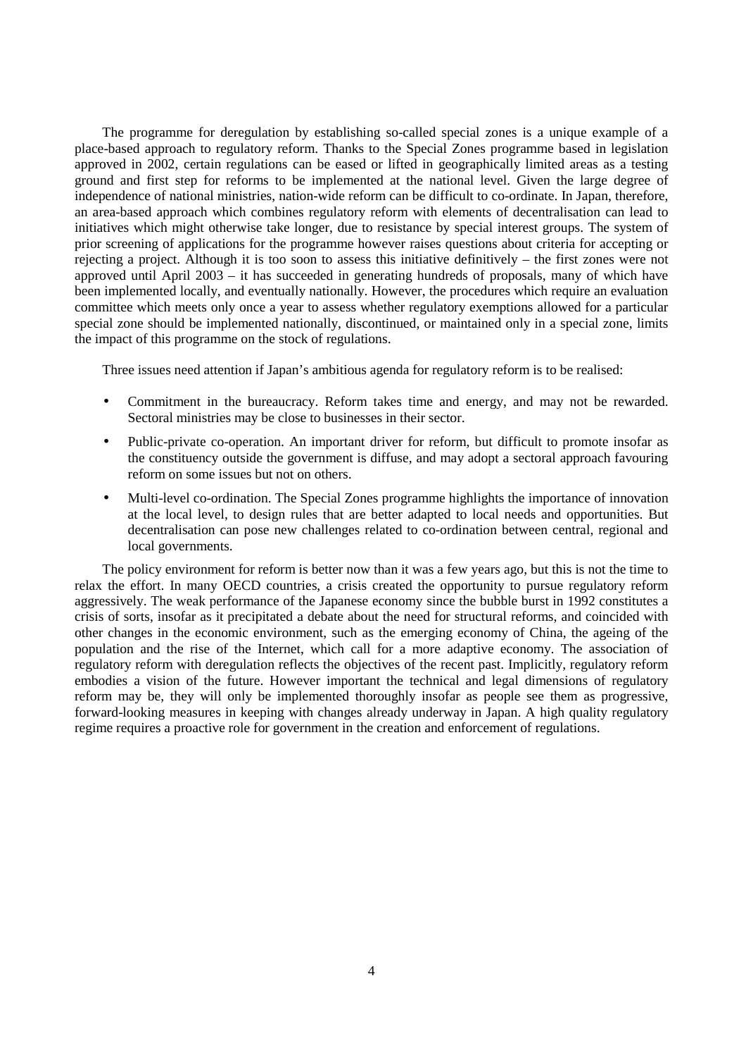The programme for deregulation by establishing so-called special zones is a unique example of a place-based approach to regulatory reform. Thanks to the Special Zones programme based in legislation approved in 2002, certain regulations can be eased or lifted in geographically limited areas as a testing ground and first step for reforms to be implemented at the national level. Given the large degree of independence of national ministries, nation-wide reform can be difficult to co-ordinate. In Japan, therefore, an area-based approach which combines regulatory reform with elements of decentralisation can lead to initiatives which might otherwise take longer, due to resistance by special interest groups. The system of prior screening of applications for the programme however raises questions about criteria for accepting or rejecting a project. Although it is too soon to assess this initiative definitively – the first zones were not approved until April 2003 – it has succeeded in generating hundreds of proposals, many of which have been implemented locally, and eventually nationally. However, the procedures which require an evaluation committee which meets only once a year to assess whether regulatory exemptions allowed for a particular special zone should be implemented nationally, discontinued, or maintained only in a special zone, limits the impact of this programme on the stock of regulations.

Three issues need attention if Japan's ambitious agenda for regulatory reform is to be realised:

- Commitment in the bureaucracy. Reform takes time and energy, and may not be rewarded. Sectoral ministries may be close to businesses in their sector.
- Public-private co-operation. An important driver for reform, but difficult to promote insofar as the constituency outside the government is diffuse, and may adopt a sectoral approach favouring reform on some issues but not on others.
- Multi-level co-ordination. The Special Zones programme highlights the importance of innovation at the local level, to design rules that are better adapted to local needs and opportunities. But decentralisation can pose new challenges related to co-ordination between central, regional and local governments.

The policy environment for reform is better now than it was a few years ago, but this is not the time to relax the effort. In many OECD countries, a crisis created the opportunity to pursue regulatory reform aggressively. The weak performance of the Japanese economy since the bubble burst in 1992 constitutes a crisis of sorts, insofar as it precipitated a debate about the need for structural reforms, and coincided with other changes in the economic environment, such as the emerging economy of China, the ageing of the population and the rise of the Internet, which call for a more adaptive economy. The association of regulatory reform with deregulation reflects the objectives of the recent past. Implicitly, regulatory reform embodies a vision of the future. However important the technical and legal dimensions of regulatory reform may be, they will only be implemented thoroughly insofar as people see them as progressive, forward-looking measures in keeping with changes already underway in Japan. A high quality regulatory regime requires a proactive role for government in the creation and enforcement of regulations.